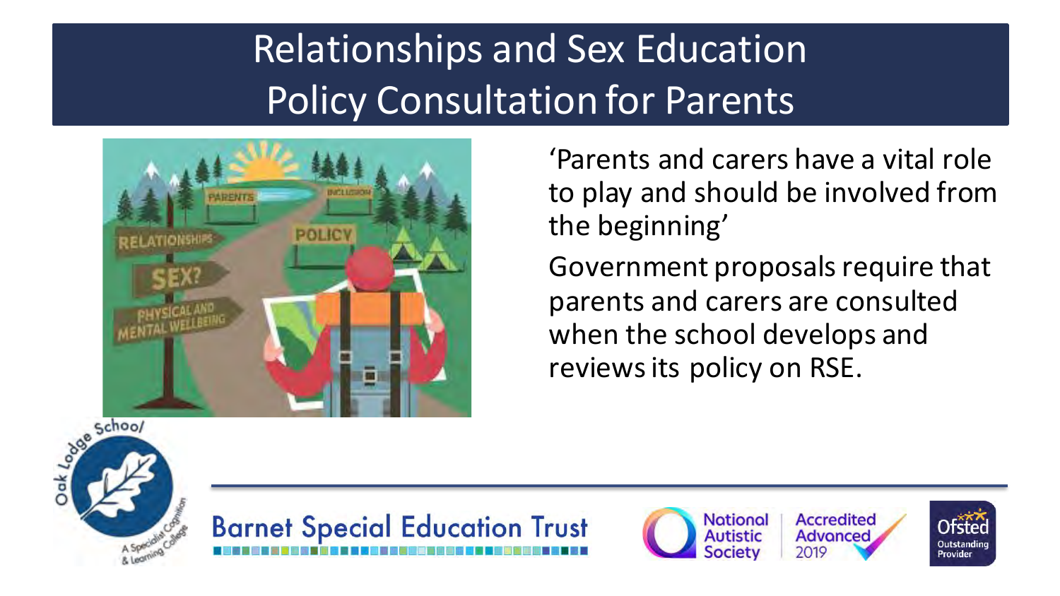# Relationships and Sex Education Policy Consultation for Parents

'Parents and carers have a vital role to play and should be involved from the beginning'

Government proposals require that parents and carers are consulted when the school develops and reviews its policy on RSE.

Barnet Special Education Trust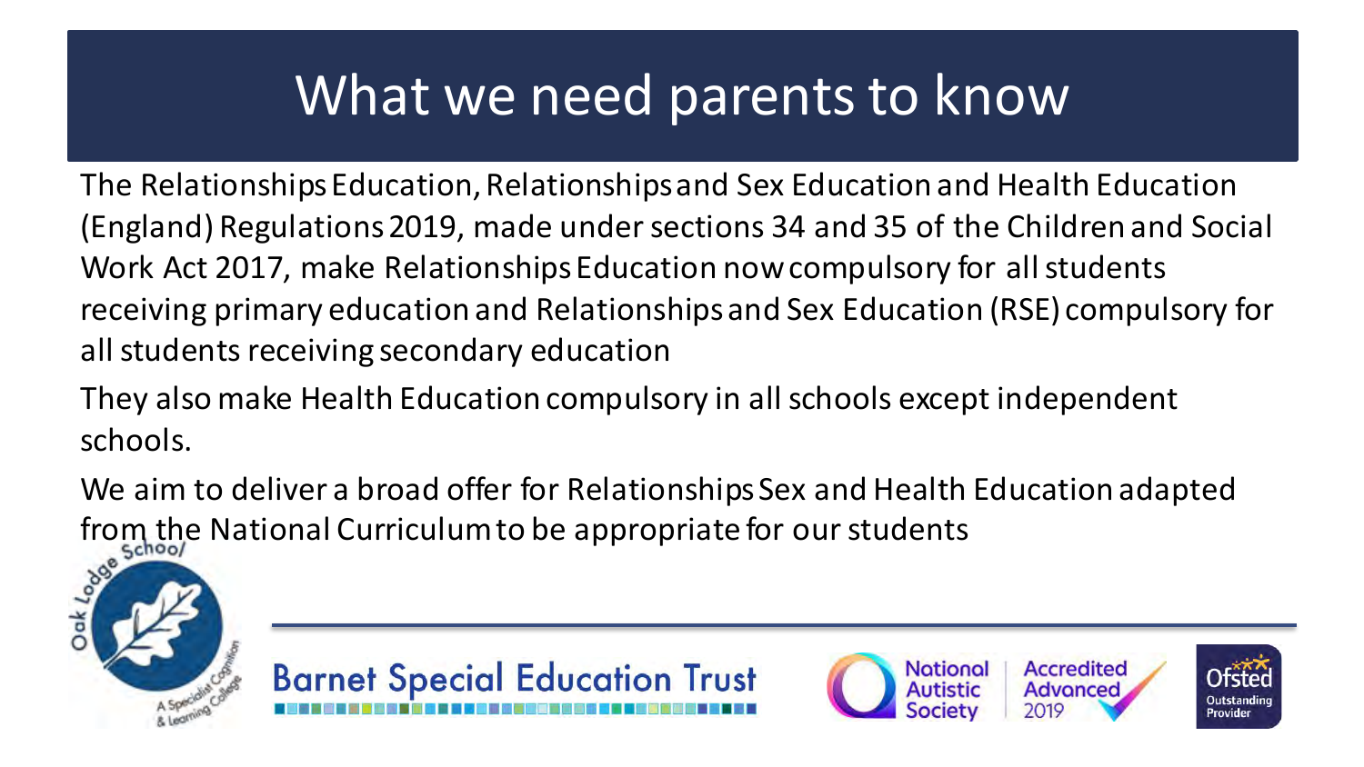# What we need parents to know

The Relationships Education, Relationships and Sex Education and Health Education (England) Regulations 2019, made under sections 34 and 35 of the Children and Social Work Act 2017, make Relationships Education now compulsory for all students receiving primary education and Relationships and Sex Education (RSE) compulsory for all students receiving secondary education

They also make Health Education compulsory in all schools except independent schools.

We aim to deliver a broad offer for Relationships Sex and Health Education adapted from the National Curriculum to be appropriate for our students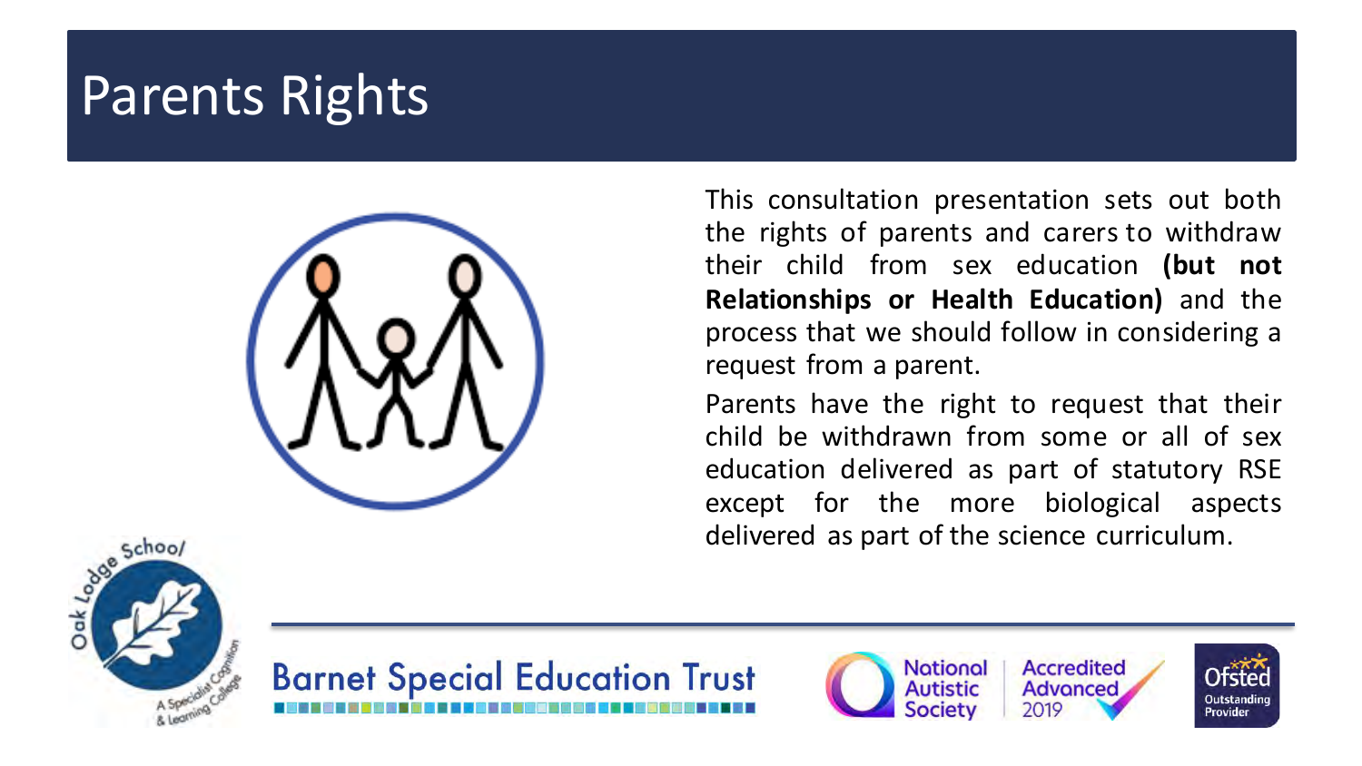# Parents Rights

This consultation presentation sets out both the rights of parents and carers to withdraw their child from sex education **(but not Relationships or Health Education)** and the process that we should follow in considering a request from a parent.

Parents have the right to request that their child be withdrawn from some or all of sex education delivered as part of statutory RSE except for the more biological aspects delivered as part of the science curriculum.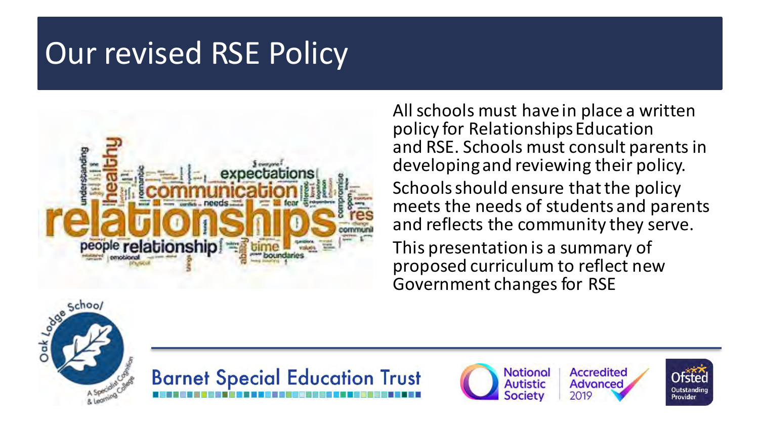# Our revised RSE Policy

All schools must have in place a written policy for Relationships Education and RSE. Schools must consult parents in developing and reviewing their policy.

Schools should ensure that the policy meets the needs of students and parents and reflects the community they serve.

This presentation is a summary of proposed curriculum to reflect new Government changes for RSE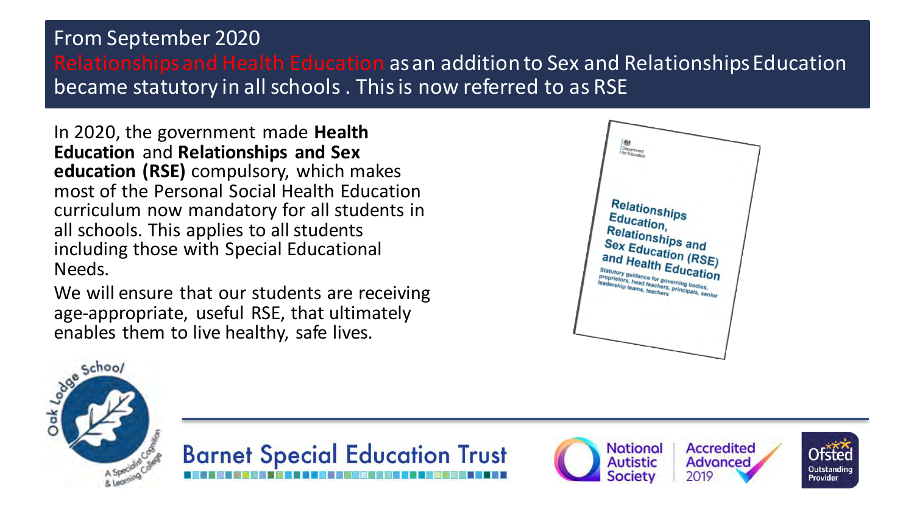## From September 2020

Relationships and Health Education as an addition to Sex and Relationships Education became statutory in all schools . This is now referred to as RSE

In 2020, the government made **Health Education** and **Relationships and Sex education (RSE)** compulsory, which makes most of the Personal Social Health Education curriculum now mandatory for all students in all schools. This applies to all students including those with Special Educational Needs.

We will ensure that our students are receiving age-appropriate, useful RSE, that ultimately enables them to live healthy, safe lives.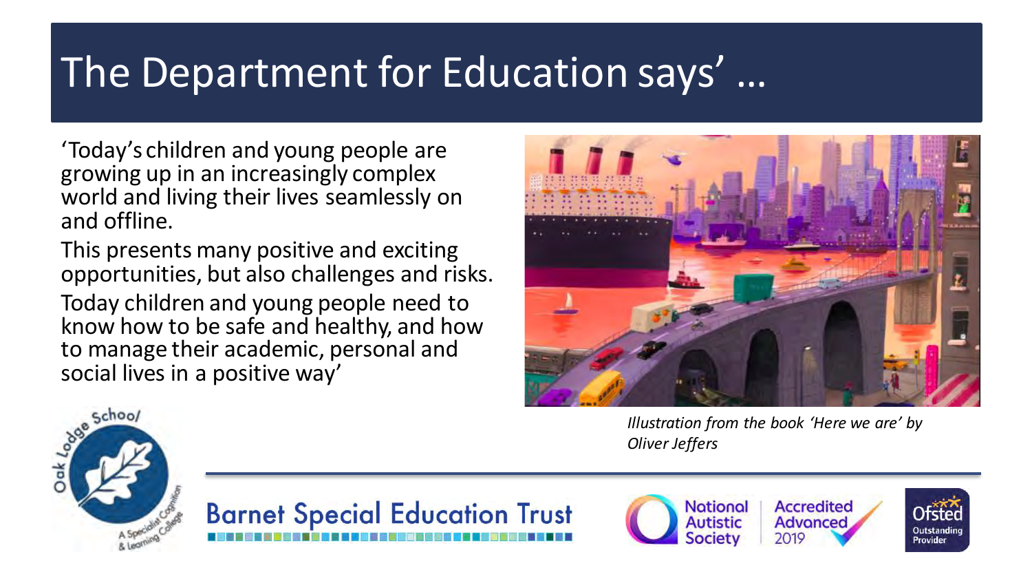# The Department for Education says' …

'Today's children and young people are growing up in an increasingly complex world and living their lives seamlessly on and offline.

This presents many positive and exciting opportunities, but also challenges and risks.

Today children and young people need to know how to be safe and healthy, and how to manage their academic, personal and social lives in a positive way'

*Illustration from the book 'Here we are' by Oliver Jeffers*

Oak Lodge School – A Specialist Cognition & Learning College

Barnet Special Education Trust

National Autistic Society – Accredited Advanced 2019

Ofsted Outstanding Provider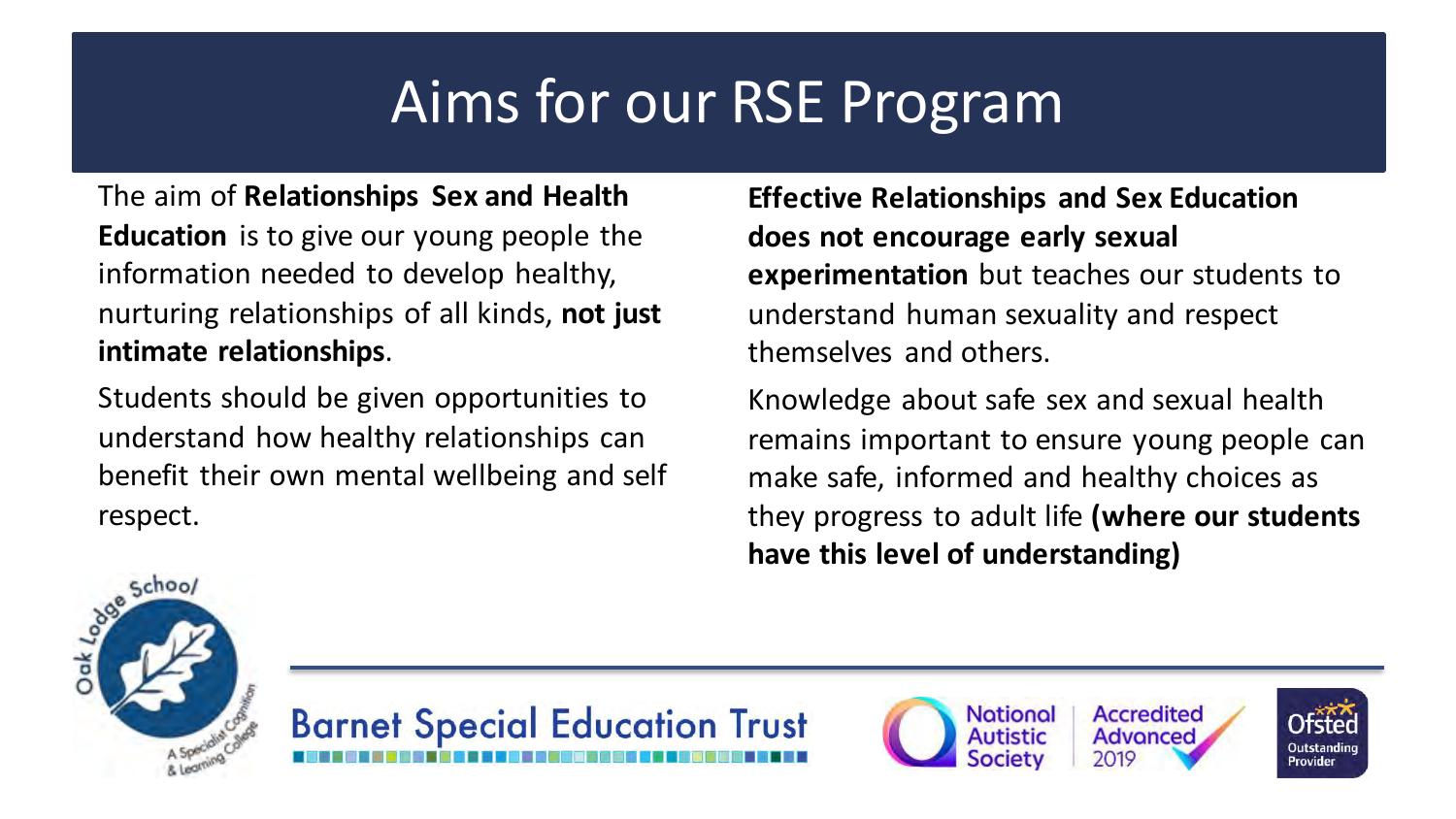# Aims for our RSE Program

The aim of **Relationships Sex and Health Education** is to give our young people the information needed to develop healthy, nurturing relationships of all kinds, **not just intimate relationships**.

Students should be given opportunities to understand how healthy relationships can benefit their own mental wellbeing and self respect.

**Effective Relationships and Sex Education does not encourage early sexual experimentation** but teaches our students to understand human sexuality and respect themselves and others.

Knowledge about safe sex and sexual health remains important to ensure young people can make safe, informed and healthy choices as they progress to adult life **(where our students have this level of understanding)**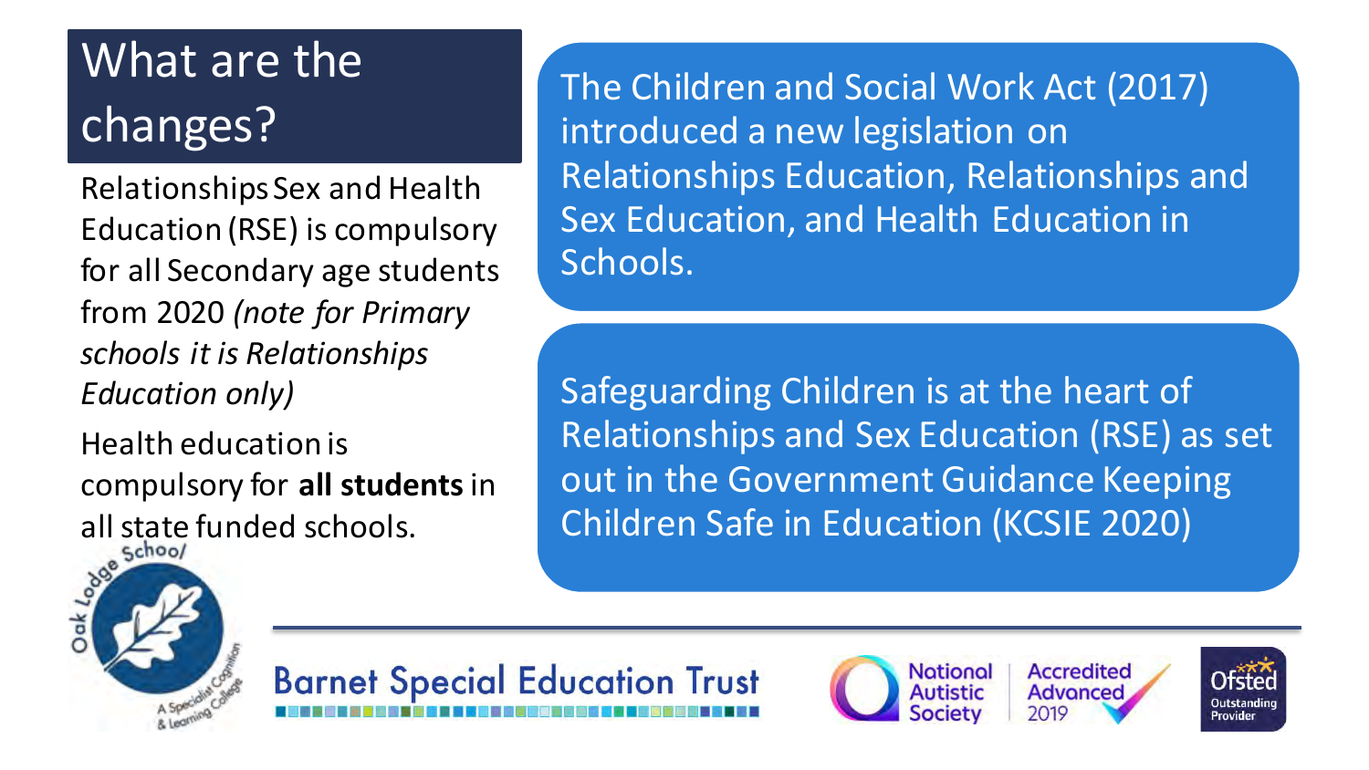# What are the changes?

Relationships Sex and Health Education (RSE) is compulsory for all Secondary age students from 2020 *(note for Primary schools it is Relationships Education only)*

Health education is compulsory for **all students** in all state funded schools.

The Children and Social Work Act (2017) introduced a new legislation on Relationships Education, Relationships and Sex Education, and Health Education in Schools.

Safeguarding Children is at the heart of Relationships and Sex Education (RSE) as set out in the Government Guidance Keeping Children Safe in Education (KCSIE 2020)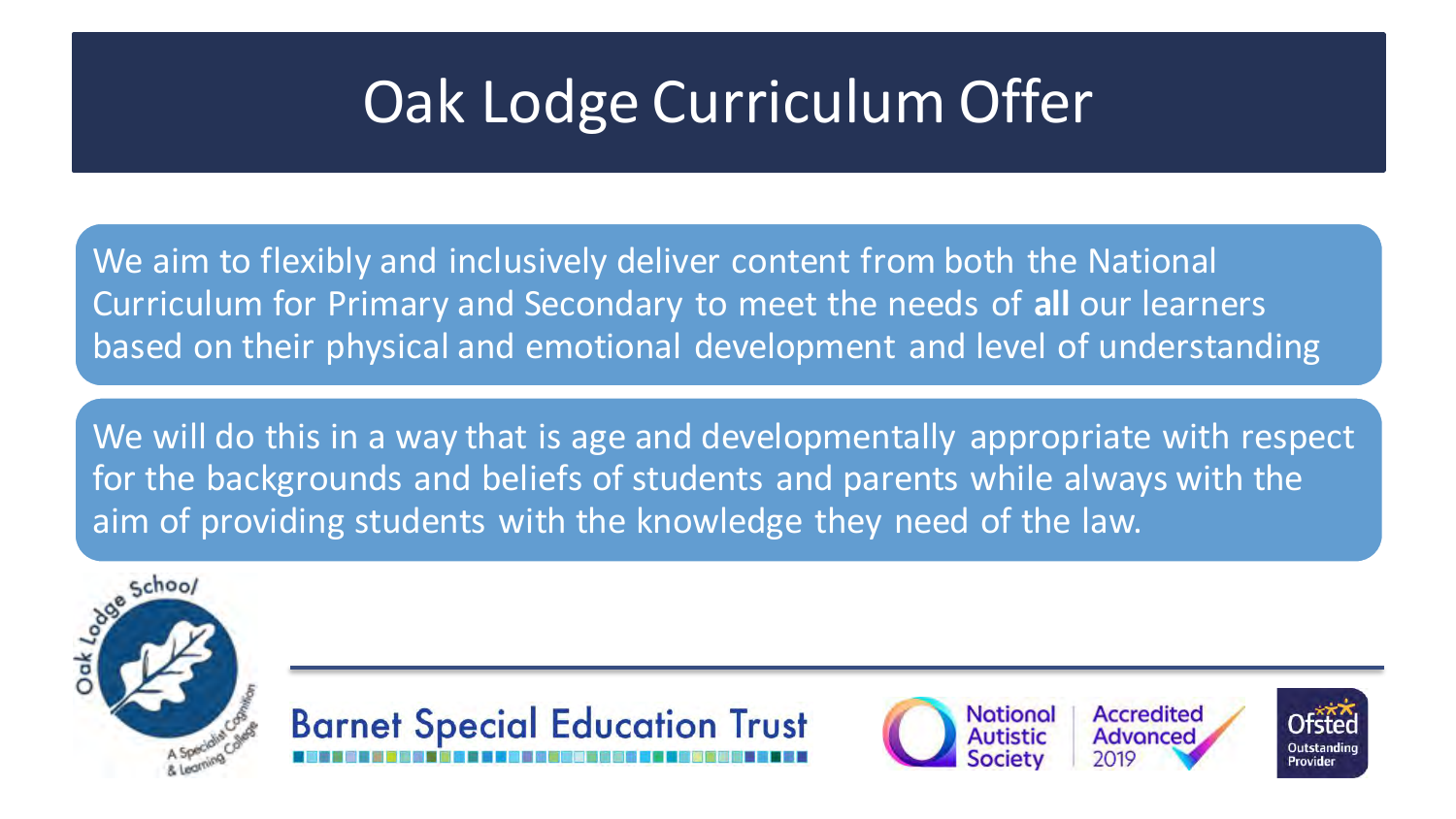# Oak Lodge Curriculum Offer

We aim to flexibly and inclusively deliver content from both the National Curriculum for Primary and Secondary to meet the needs of **all** our learners based on their physical and emotional development and level of understanding

We will do this in a way that is age and developmentally appropriate with respect for the backgrounds and beliefs of students and parents while always with the aim of providing students with the knowledge they need of the law.

Oak Lodge School – A Specialist Cognition & Learning College

Barnet Special Education Trust

National Autistic Society – Accredited Advanced 2019

Ofsted Outstanding Provider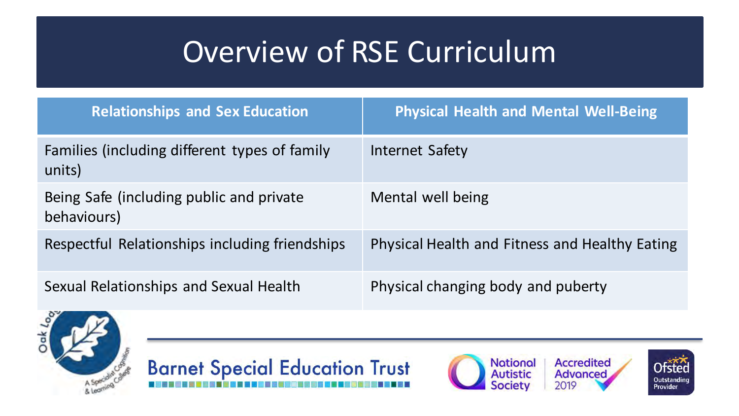# Overview of RSE Curriculum

| Relationships and Sex Education | Physical Health and Mental Well-Being |
| --- | --- |
| Families (including different types of family units) | Internet Safety |
| Being Safe (including public and private behaviours) | Mental well being |
| Respectful Relationships including friendships | Physical Health and Fitness and Healthy Eating |
| Sexual Relationships and Sexual Health | Physical changing body and puberty |

Barnet Special Education Trust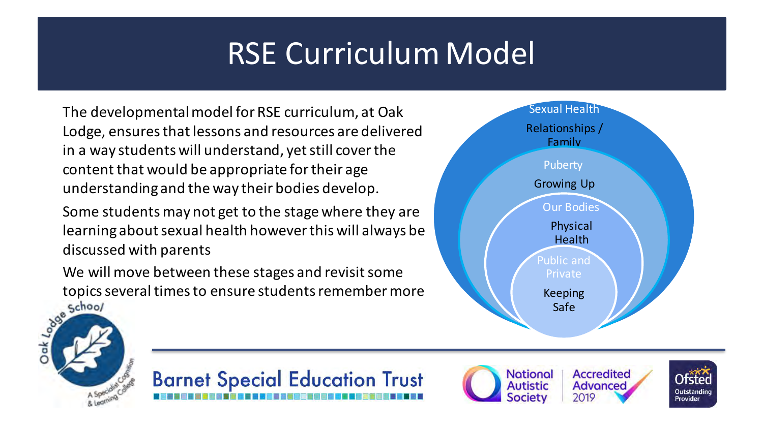# RSE Curriculum Model

The developmental model for RSE curriculum, at Oak Lodge, ensures that lessons and resources are delivered in a way students will understand, yet still cover the content that would be appropriate for their age understanding and the way their bodies develop.

Some students may not get to the stage where they are learning about sexual health however this will always be discussed with parents

We will move between these stages and revisit some topics several times to ensure students remember more

- Sexual Health
  - Relationships / Family
- Puberty
  - Growing Up
- Our Bodies
  - Physical Health
- Public and Private
  - Keeping Safe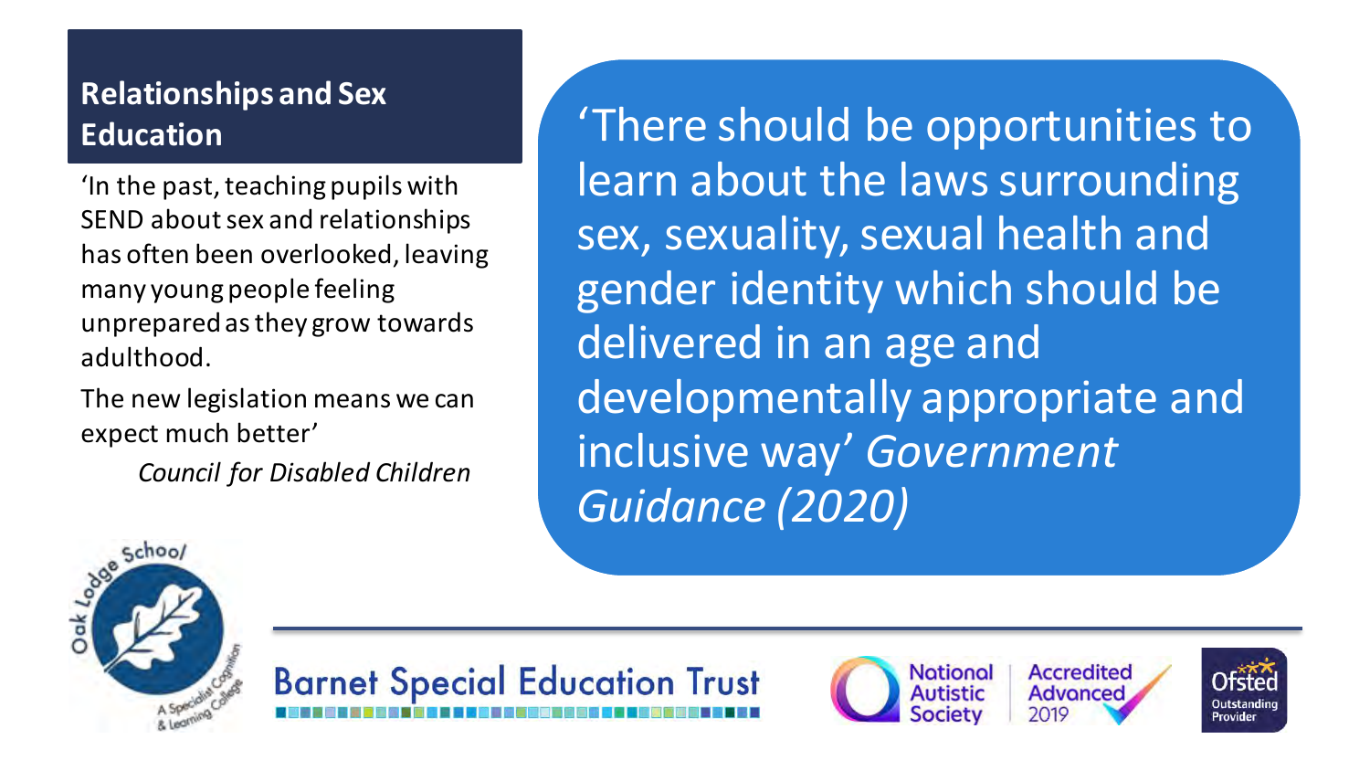## Relationships and Sex Education

'In the past, teaching pupils with SEND about sex and relationships has often been overlooked, leaving many young people feeling unprepared as they grow towards adulthood.

The new legislation means we can expect much better'

*Council for Disabled Children*

'There should be opportunities to learn about the laws surrounding sex, sexuality, sexual health and gender identity which should be delivered in an age and developmentally appropriate and inclusive way' *Government Guidance (2020)*

Oak Lodge School — A Specialist Cognition & Learning College

Barnet Special Education Trust

National Autistic Society — Accredited Advanced 2019

Ofsted Outstanding Provider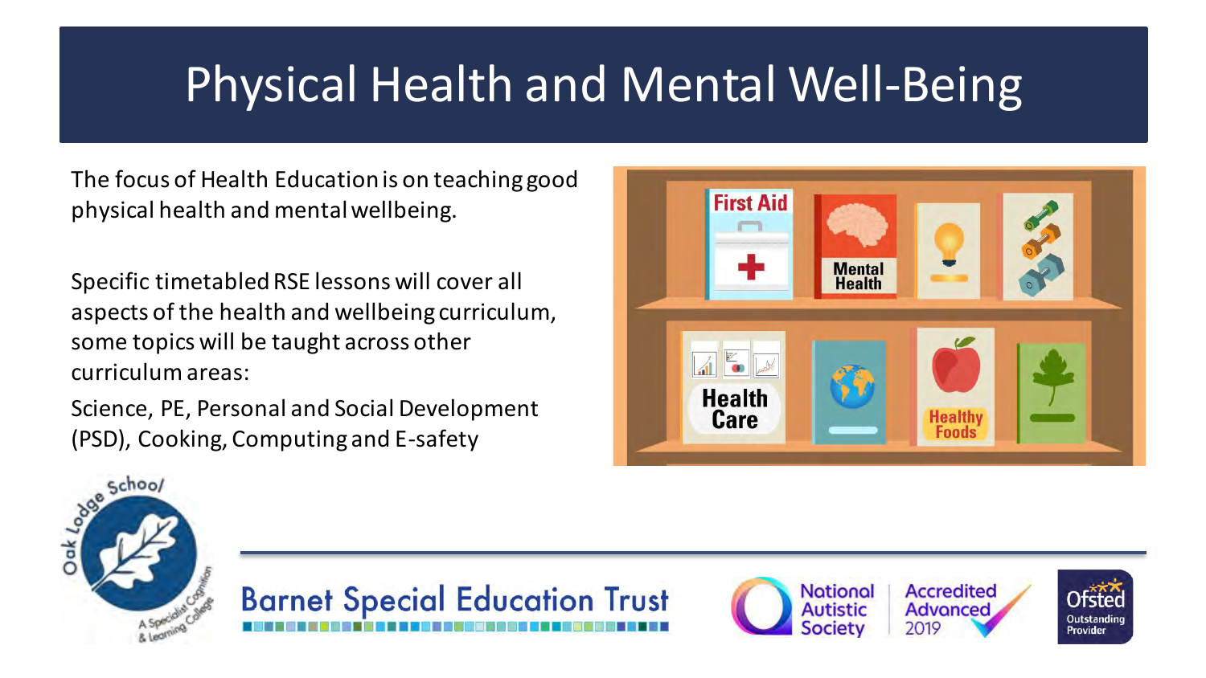# Physical Health and Mental Well-Being

The focus of Health Education is on teaching good physical health and mental wellbeing.

Specific timetabled RSE lessons will cover all aspects of the health and wellbeing curriculum, some topics will be taught across other curriculum areas:

Science, PE, Personal and Social Development (PSD), Cooking, Computing and E-safety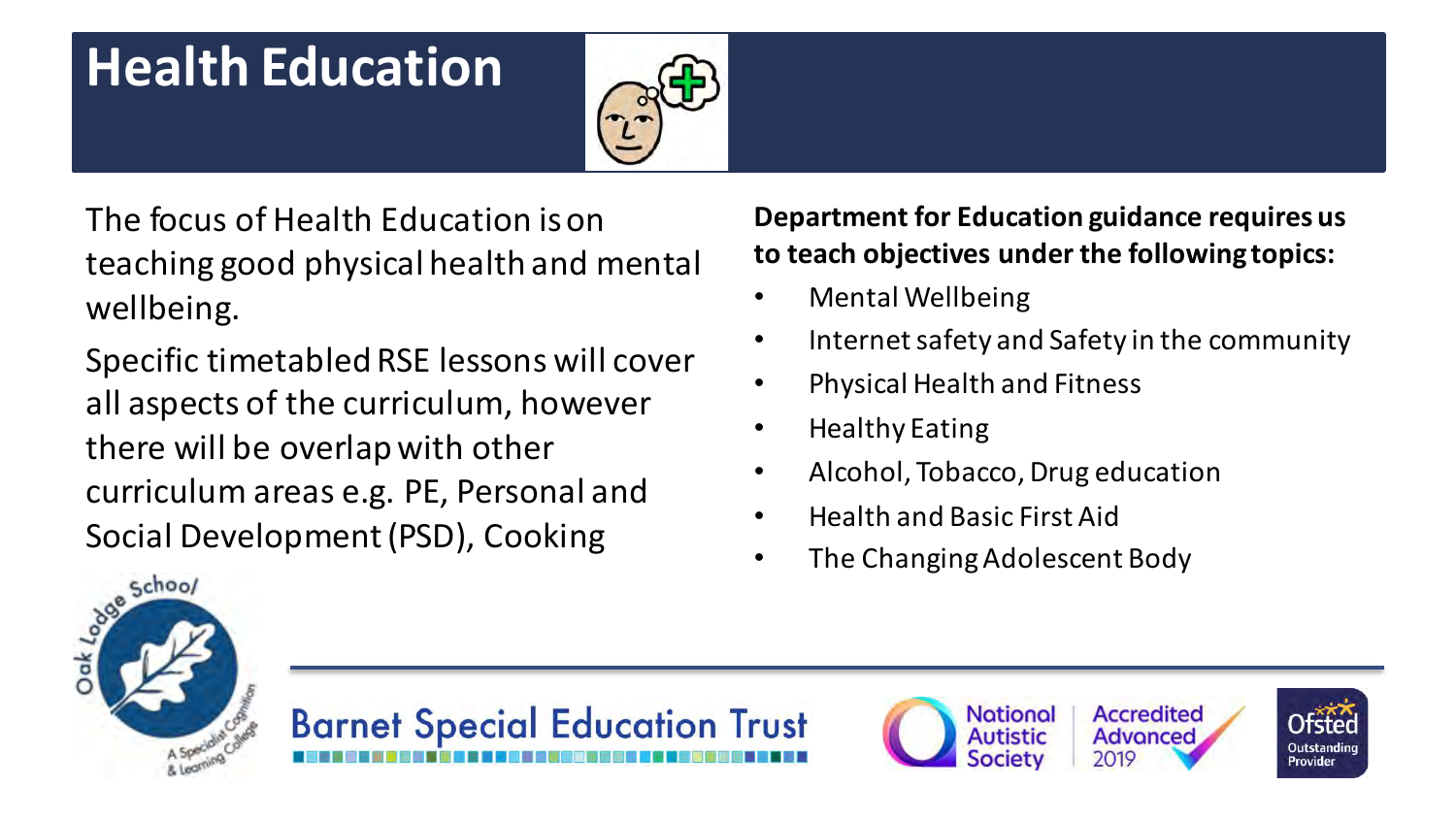# Health Education

The focus of Health Education is on teaching good physical health and mental wellbeing.

Specific timetabled RSE lessons will cover all aspects of the curriculum, however there will be overlap with other curriculum areas e.g. PE, Personal and Social Development (PSD), Cooking

**Department for Education guidance requires us to teach objectives under the following topics:**

- Mental Wellbeing
- Internet safety and Safety in the community
- Physical Health and Fitness
- Healthy Eating
- Alcohol, Tobacco, Drug education
- Health and Basic First Aid
- The Changing Adolescent Body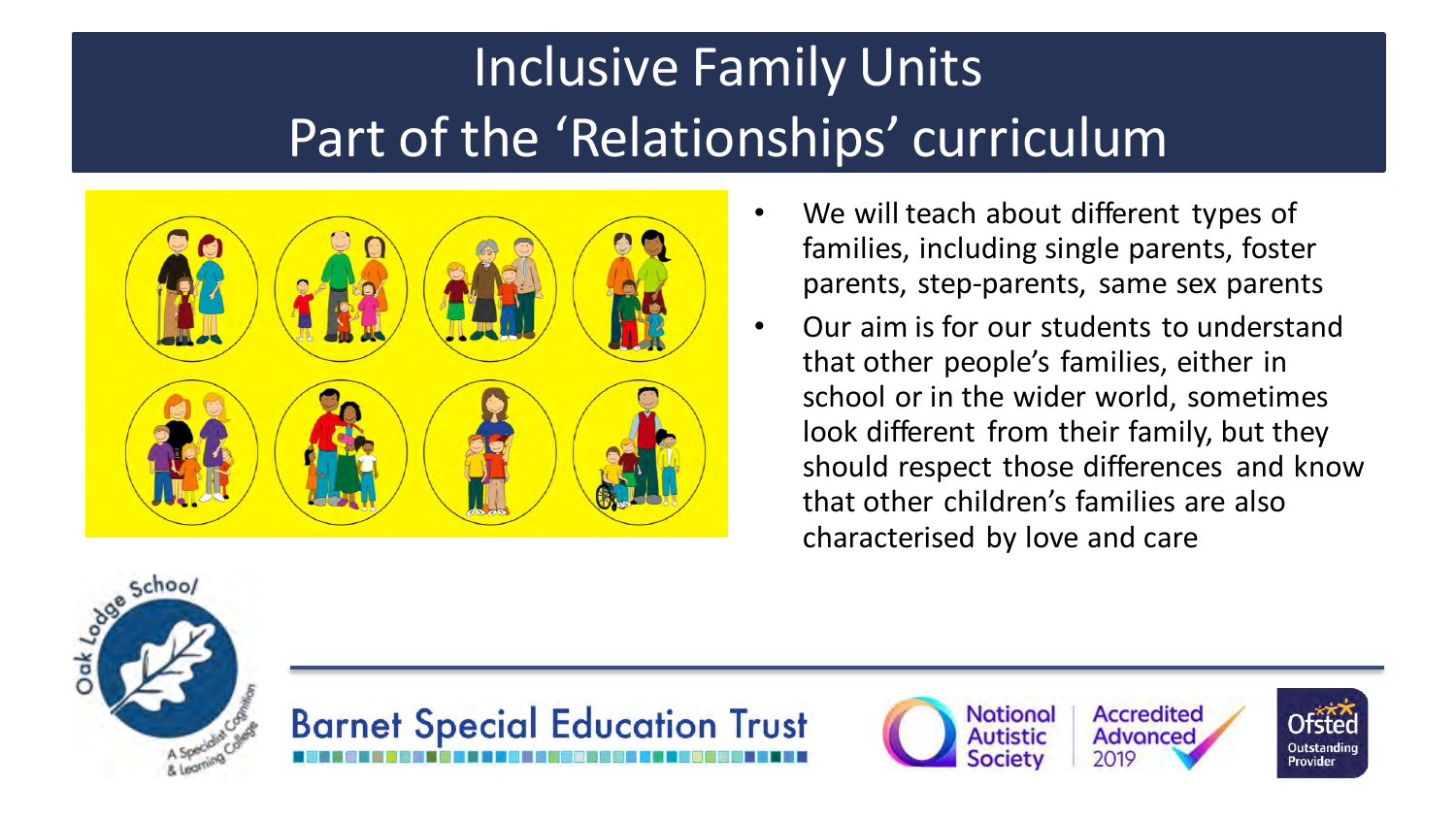# Inclusive Family Units
## Part of the 'Relationships' curriculum

- We will teach about different types of families, including single parents, foster parents, step-parents, same sex parents
- Our aim is for our students to understand that other people's families, either in school or in the wider world, sometimes look different from their family, but they should respect those differences and know that other children's families are also characterised by love and care

Oak Lodge School A Specialist Cognition & Learning College

Barnet Special Education Trust

National Autistic Society Accredited Advanced 2019

Ofsted Outstanding Provider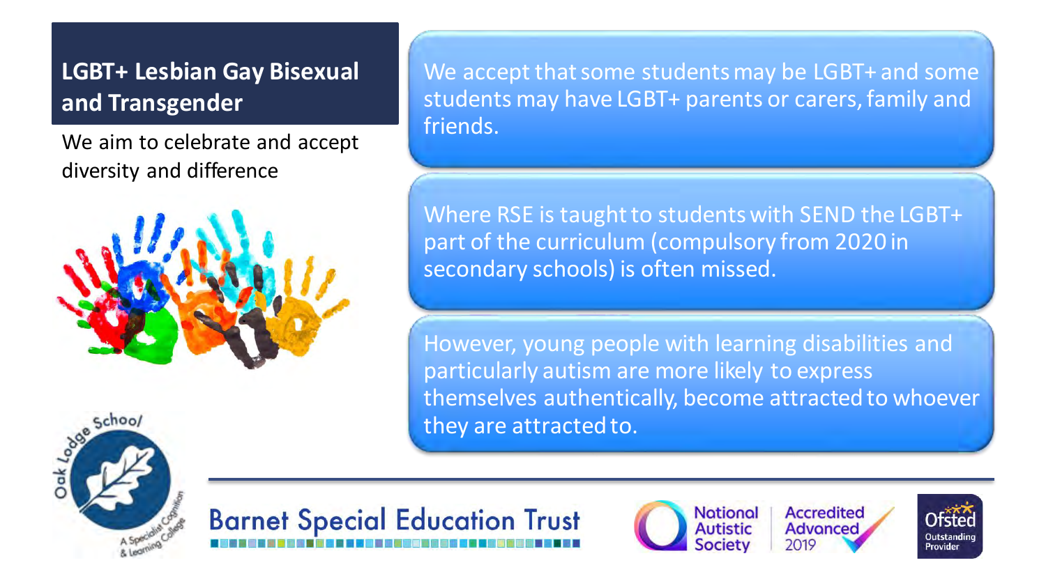## LGBT+ Lesbian Gay Bisexual and Transgender

We aim to celebrate and accept diversity and difference

We accept that some students may be LGBT+ and some students may have LGBT+ parents or carers, family and friends.

Where RSE is taught to students with SEND the LGBT+ part of the curriculum (compulsory from 2020 in secondary schools) is often missed.

However, young people with learning disabilities and particularly autism are more likely to express themselves authentically, become attracted to whoever they are attracted to.

Oak Lodge School – A Specialist Cognition & Learning College

Barnet Special Education Trust

National Autistic Society Accredited Advanced 2019

Ofsted Outstanding Provider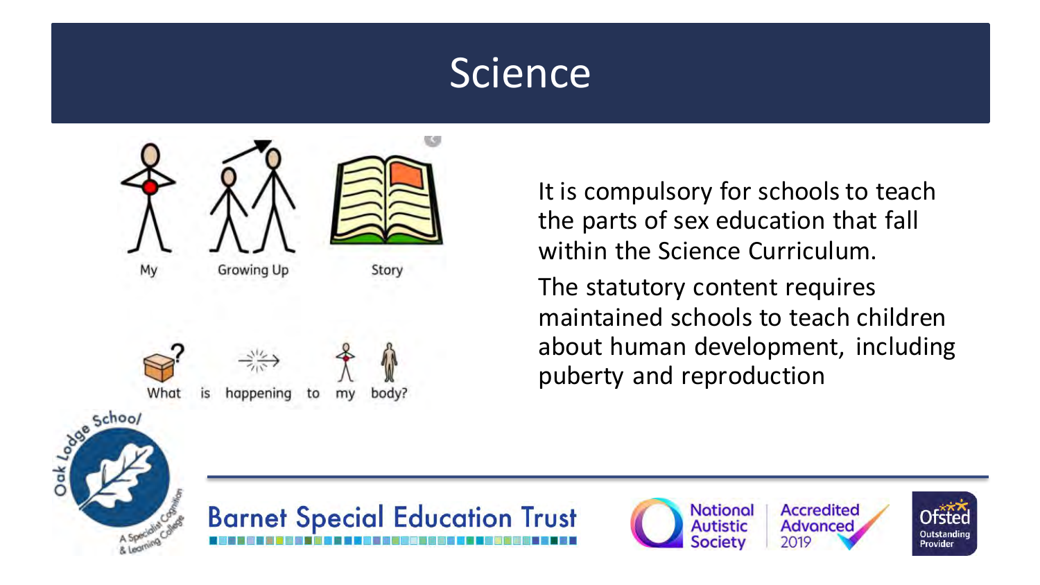# Science

My Growing Up Story

What is happening to my body?

It is compulsory for schools to teach the parts of sex education that fall within the Science Curriculum.

The statutory content requires maintained schools to teach children about human development, including puberty and reproduction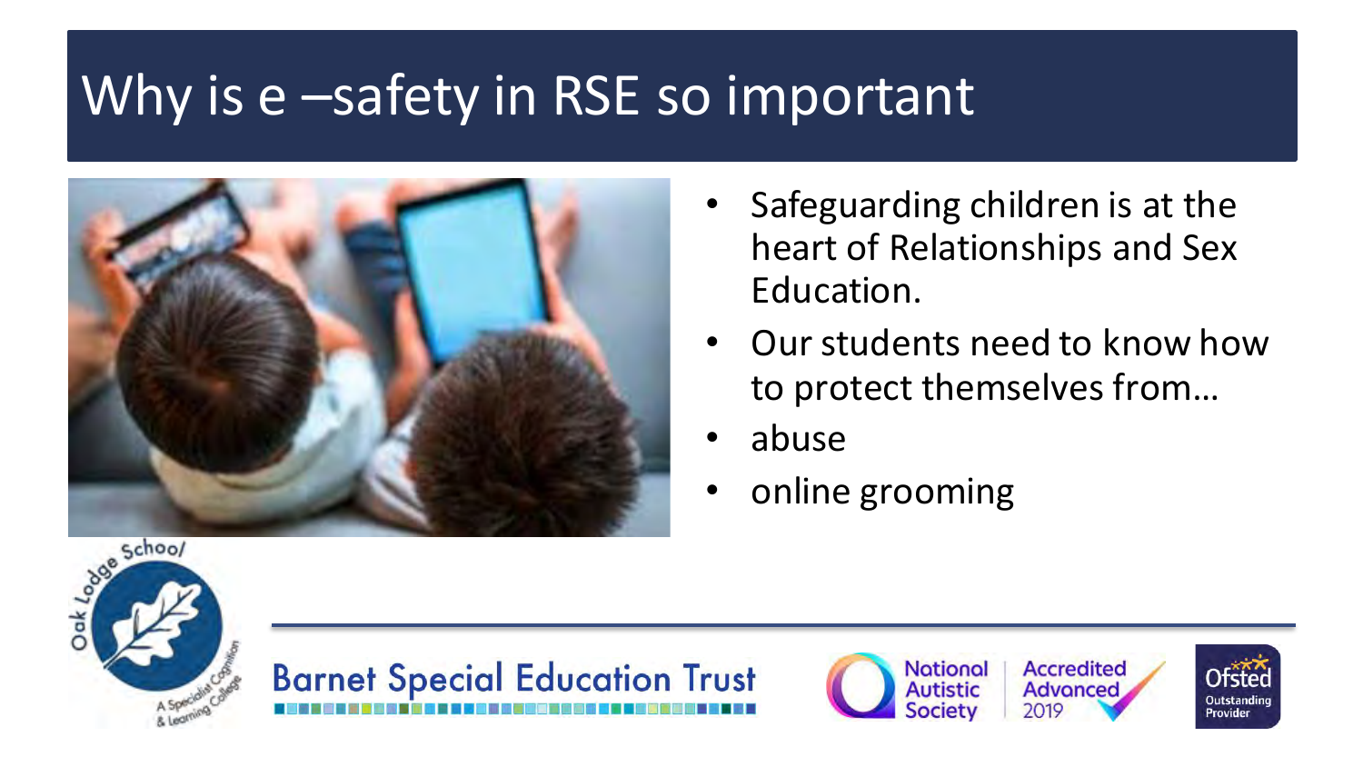# Why is e –safety in RSE so important

- Safeguarding children is at the heart of Relationships and Sex Education.
- Our students need to know how to protect themselves from…
- abuse
- online grooming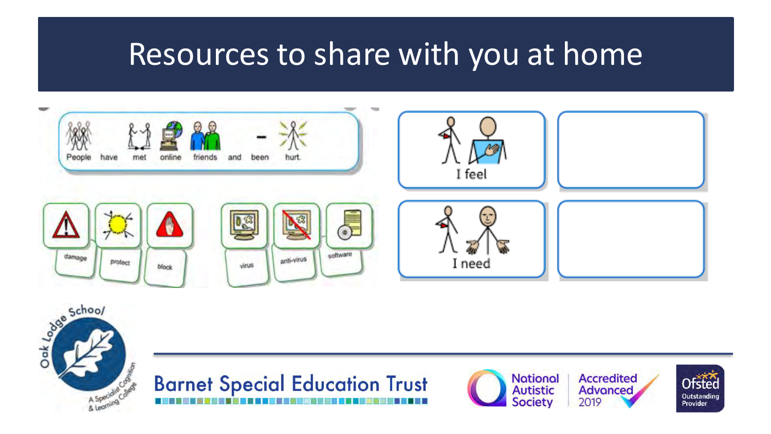# Resources to share with you at home

People have met online friends and been hurt.

damage | protect | block | virus | anti-virus | software

I feel

I need

Oak Lodge School — A Specialist Cognition & Learning College

Barnet Special Education Trust

National Autistic Society — Accredited Advanced 2019

Ofsted Outstanding Provider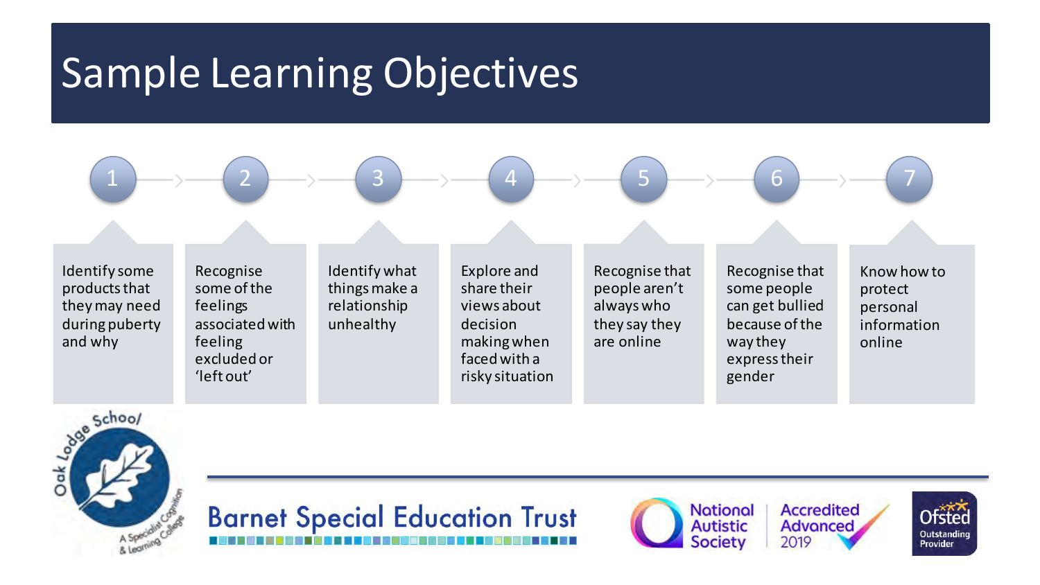# Sample Learning Objectives

1. Identify some products that they may need during puberty and why
2. Recognise some of the feelings associated with feeling excluded or 'left out'
3. Identify what things make a relationship unhealthy
4. Explore and share their views about decision making when faced with a risky situation
5. Recognise that people aren't always who they say they are online
6. Recognise that some people can get bullied because of the way they express their gender
7. Know how to protect personal information online

Oak Lodge School – A Specialist Cognition & Learning College

Barnet Special Education Trust

National Autistic Society – Accredited Advanced 2019

Ofsted Outstanding Provider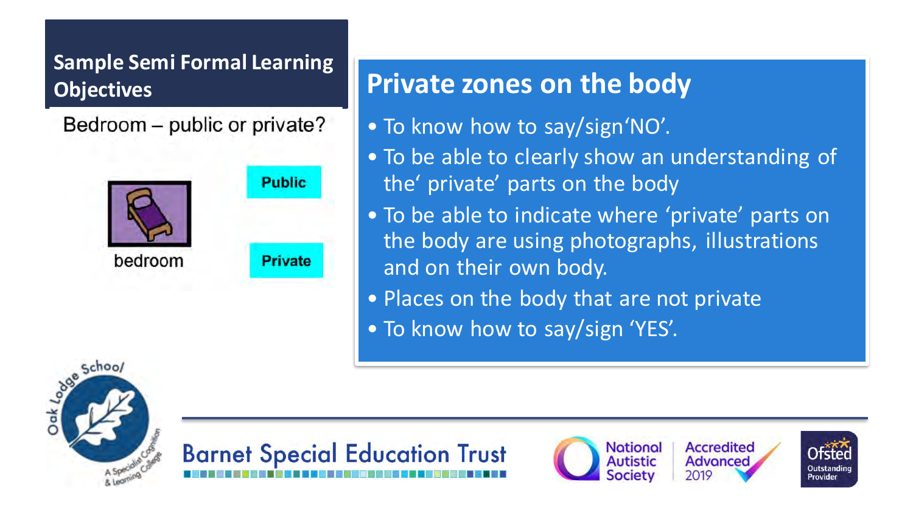## Sample Semi Formal Learning Objectives

Bedroom – public or private?

bedroom

Public

Private

## Private zones on the body

- To know how to say/sign'NO'.
- To be able to clearly show an understanding of the' private' parts on the body
- To be able to indicate where 'private' parts on the body are using photographs, illustrations and on their own body.
- Places on the body that are not private
- To know how to say/sign 'YES'.

Oak Lodge School / A Specialist Cognition & Learning College

Barnet Special Education Trust

National Autistic Society Accredited Advanced 2019

Ofsted Outstanding Provider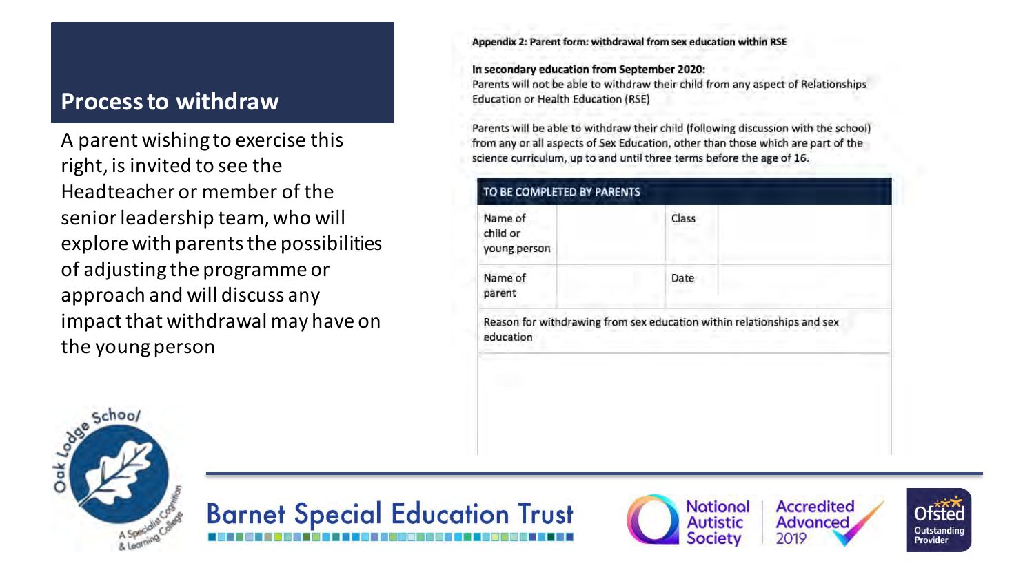## Process to withdraw

A parent wishing to exercise this right, is invited to see the Headteacher or member of the senior leadership team, who will explore with parents the possibilities of adjusting the programme or approach and will discuss any impact that withdrawal may have on the young person

**Appendix 2: Parent form: withdrawal from sex education within RSE**

**In secondary education from September 2020:**
Parents will not be able to withdraw their child from any aspect of Relationships Education or Health Education (RSE)

Parents will be able to withdraw their child (following discussion with the school) from any or all aspects of Sex Education, other than those which are part of the science curriculum, up to and until three terms before the age of 16.

| TO BE COMPLETED BY PARENTS | | | |
|---|---|---|---|
| Name of child or young person | | Class | |
| Name of parent | | Date | |
| Reason for withdrawing from sex education within relationships and sex education | | | |
| | | | |

Barnet Special Education Trust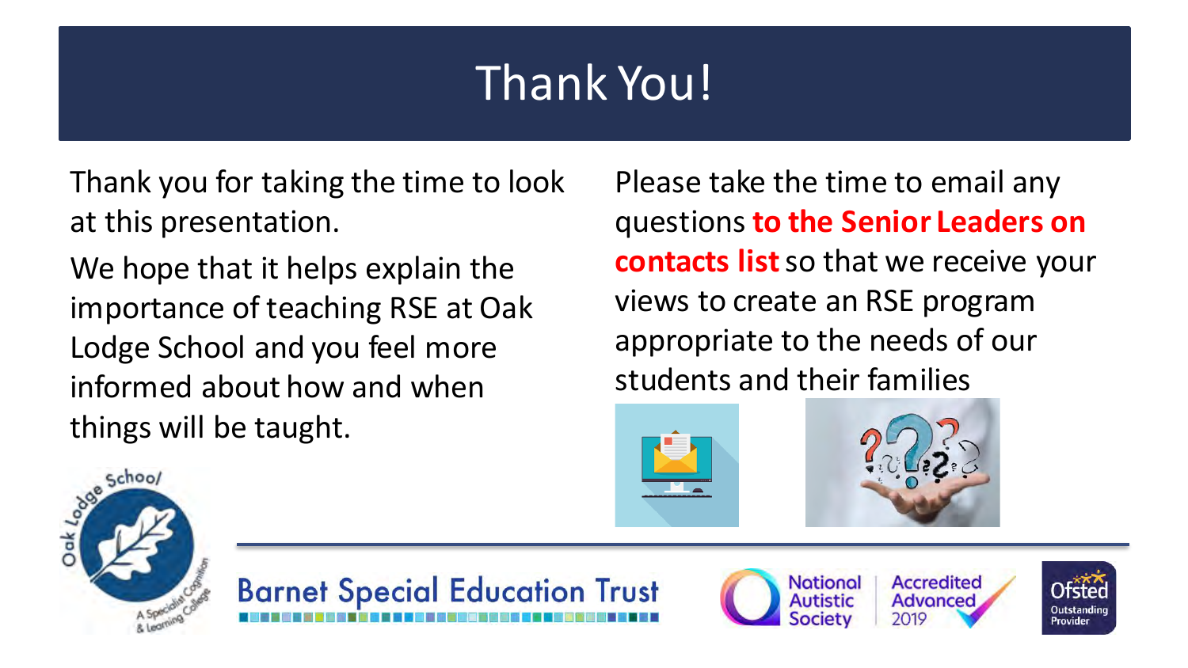# Thank You!

Thank you for taking the time to look at this presentation.

We hope that it helps explain the importance of teaching RSE at Oak Lodge School and you feel more informed about how and when things will be taught.

Please take the time to email any questions **to the Senior Leaders on contacts list** so that we receive your views to create an RSE program appropriate to the needs of our students and their families

Barnet Special Education Trust

National Autistic Society Accredited Advanced 2019

Ofsted Outstanding Provider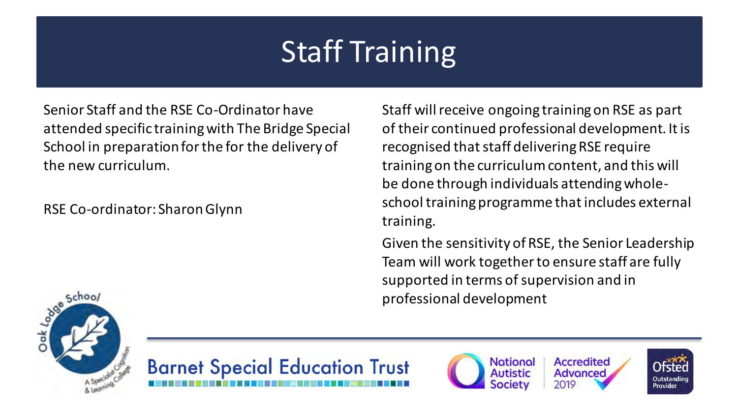# Staff Training

Senior Staff and the RSE Co-Ordinator have attended specific training with The Bridge Special School in preparation for the for the delivery of the new curriculum.

RSE Co-ordinator: Sharon Glynn

Staff will receive ongoing training on RSE as part of their continued professional development. It is recognised that staff delivering RSE require training on the curriculum content, and this will be done through individuals attending whole-school training programme that includes external training.

Given the sensitivity of RSE, the Senior Leadership Team will work together to ensure staff are fully supported in terms of supervision and in professional development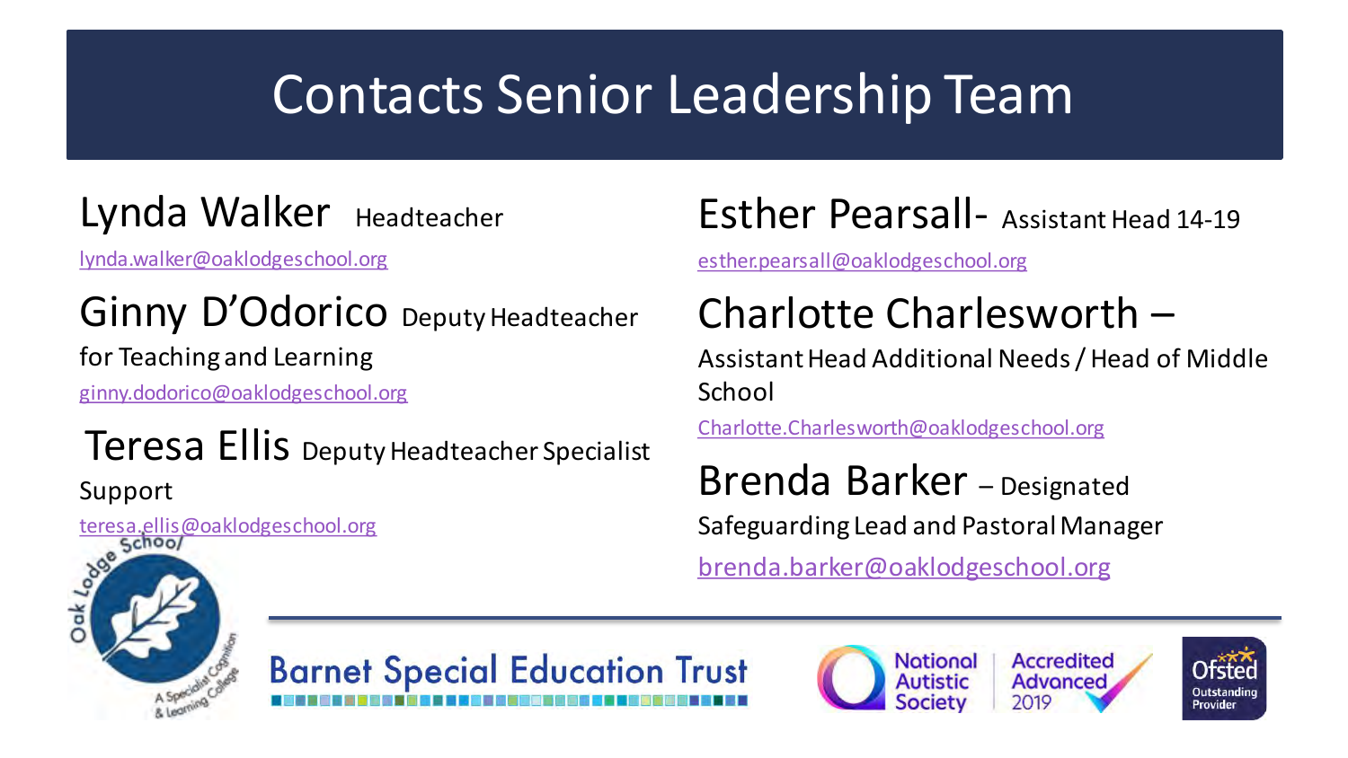# Contacts Senior Leadership Team

**Lynda Walker** Headteacher

lynda.walker@oaklodgeschool.org

**Ginny D'Odorico** Deputy Headteacher for Teaching and Learning

ginny.dodorico@oaklodgeschool.org

**Teresa Ellis** Deputy Headteacher Specialist Support

teresa.ellis@oaklodgeschool.org

**Esther Pearsall**- Assistant Head 14-19

esther.pearsall@oaklodgeschool.org

**Charlotte Charlesworth** – Assistant Head Additional Needs / Head of Middle School

Charlotte.Charlesworth@oaklodgeschool.org

**Brenda Barker** – Designated Safeguarding Lead and Pastoral Manager

brenda.barker@oaklodgeschool.org

Oak Lodge School A Specialist Cognition & Learning College

Barnet Special Education Trust

National Autistic Society Accredited Advanced 2019

Ofsted Outstanding Provider